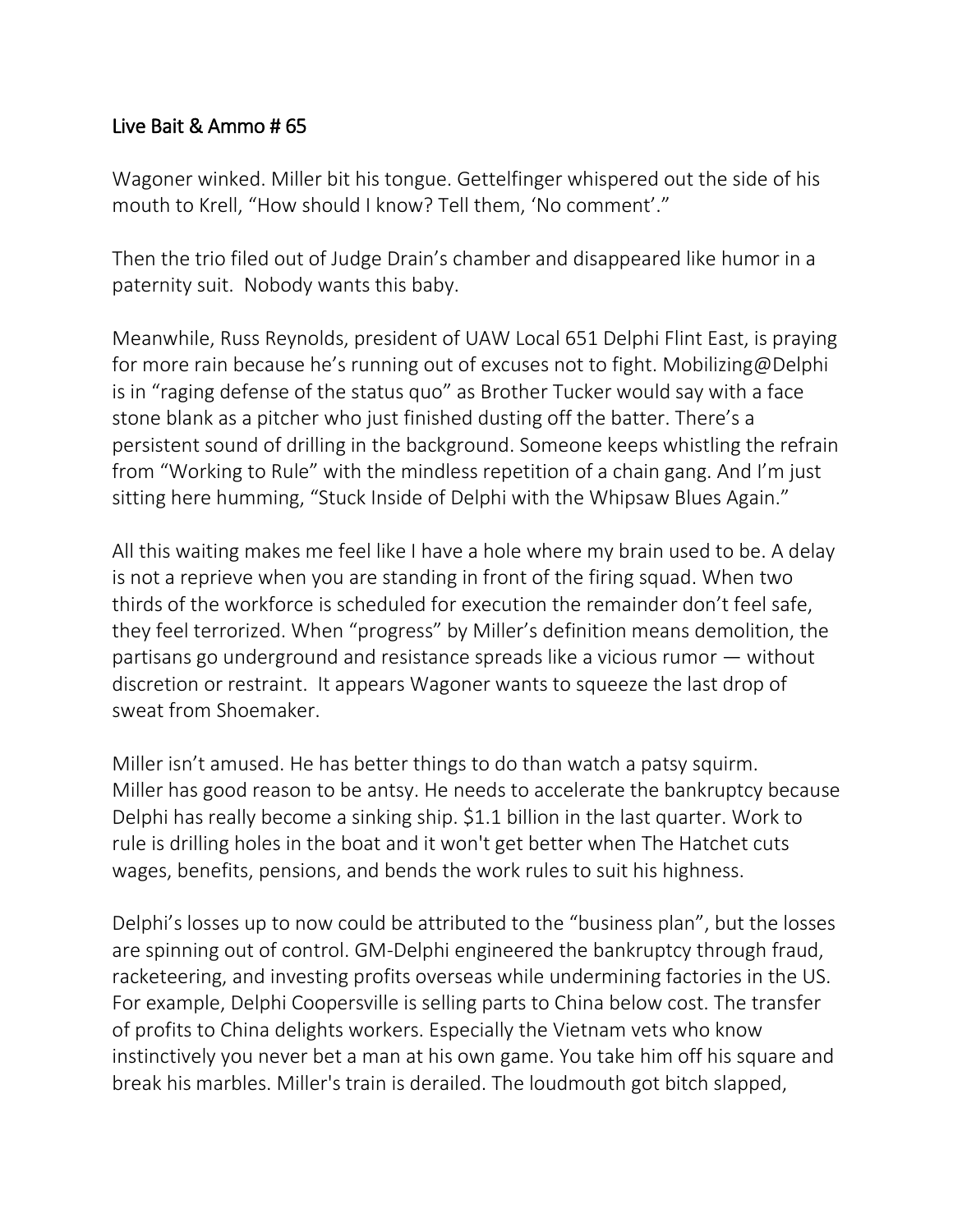## Live Bait & Ammo # 65

Wagoner winked. Miller bit his tongue. Gettelfinger whispered out the side of his mouth to Krell, "How should I know? Tell them, 'No comment'."

Then the trio filed out of Judge Drain's chamber and disappeared like humor in a paternity suit. Nobody wants this baby.

Meanwhile, Russ Reynolds, president of UAW Local 651 Delphi Flint East, is praying for more rain because he's running out of excuses not to fight. Mobilizing@Delphi is in "raging defense of the status quo" as Brother Tucker would say with a face stone blank as a pitcher who just finished dusting off the batter. There's a persistent sound of drilling in the background. Someone keeps whistling the refrain from "Working to Rule" with the mindless repetition of a chain gang. And I'm just sitting here humming, "Stuck Inside of Delphi with the Whipsaw Blues Again."

All this waiting makes me feel like I have a hole where my brain used to be. A delay is not a reprieve when you are standing in front of the firing squad. When two thirds of the workforce is scheduled for execution the remainder don't feel safe, they feel terrorized. When "progress" by Miller's definition means demolition, the partisans go underground and resistance spreads like a vicious rumor — without discretion or restraint. It appears Wagoner wants to squeeze the last drop of sweat from Shoemaker.

Miller isn't amused. He has better things to do than watch a patsy squirm. Miller has good reason to be antsy. He needs to accelerate the bankruptcy because Delphi has really become a sinking ship. $1.1 billion in the last quarter. Work to rule is drilling holes in the boat and it won't get better when The Hatchet cuts wages, benefits, pensions, and bends the work rules to suit his highness.

Delphi's losses up to now could be attributed to the "business plan", but the losses are spinning out of control. GM-Delphi engineered the bankruptcy through fraud, racketeering, and investing profits overseas while undermining factories in the US. For example, Delphi Coopersville is selling parts to China below cost. The transfer of profits to China delights workers. Especially the Vietnam vets who know instinctively you never bet a man at his own game. You take him off his square and break his marbles. Miller's train is derailed. The loudmouth got bitch slapped,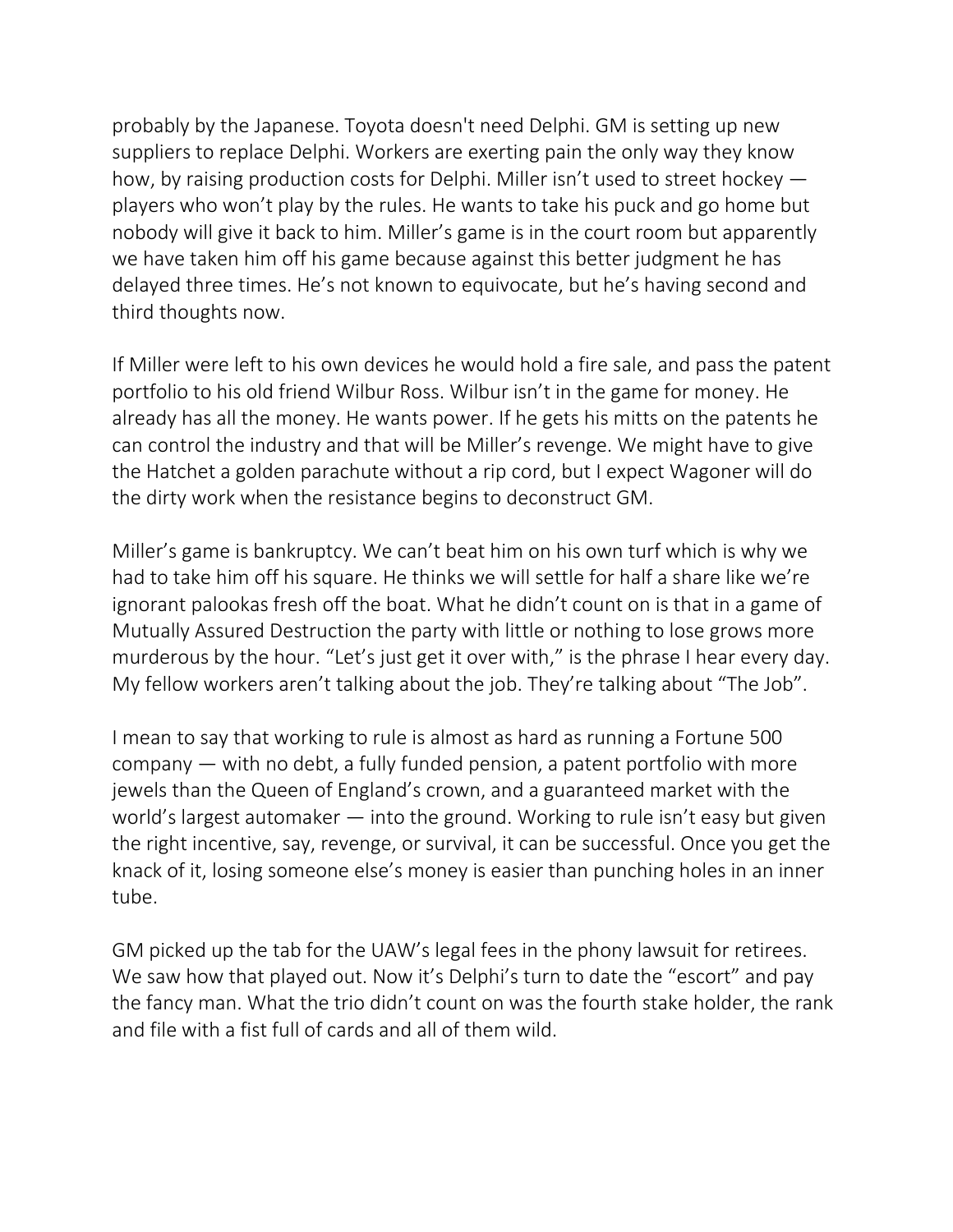probably by the Japanese. Toyota doesn't need Delphi. GM is setting up new suppliers to replace Delphi. Workers are exerting pain the only way they know how, by raising production costs for Delphi. Miller isn't used to street hockey — players who won't play by the rules. He wants to take his puck and go home but nobody will give it back to him. Miller's game is in the court room but apparently we have taken him off his game because against this better judgment he has delayed three times. He's not known to equivocate, but he's having second and third thoughts now.

If Miller were left to his own devices he would hold a fire sale, and pass the patent portfolio to his old friend Wilbur Ross. Wilbur isn't in the game for money. He already has all the money. He wants power. If he gets his mitts on the patents he can control the industry and that will be Miller's revenge. We might have to give the Hatchet a golden parachute without a rip cord, but I expect Wagoner will do the dirty work when the resistance begins to deconstruct GM.

Miller's game is bankruptcy. We can't beat him on his own turf which is why we had to take him off his square. He thinks we will settle for half a share like we're ignorant palookas fresh off the boat. What he didn't count on is that in a game of Mutually Assured Destruction the party with little or nothing to lose grows more murderous by the hour. "Let's just get it over with," is the phrase I hear every day. My fellow workers aren't talking about the job. They're talking about "The Job".

I mean to say that working to rule is almost as hard as running a Fortune 500 company — with no debt, a fully funded pension, a patent portfolio with more jewels than the Queen of England's crown, and a guaranteed market with the world's largest automaker — into the ground. Working to rule isn't easy but given the right incentive, say, revenge, or survival, it can be successful. Once you get the knack of it, losing someone else's money is easier than punching holes in an inner tube.

GM picked up the tab for the UAW's legal fees in the phony lawsuit for retirees. We saw how that played out. Now it's Delphi's turn to date the "escort" and pay the fancy man. What the trio didn't count on was the fourth stake holder, the rank and file with a fist full of cards and all of them wild.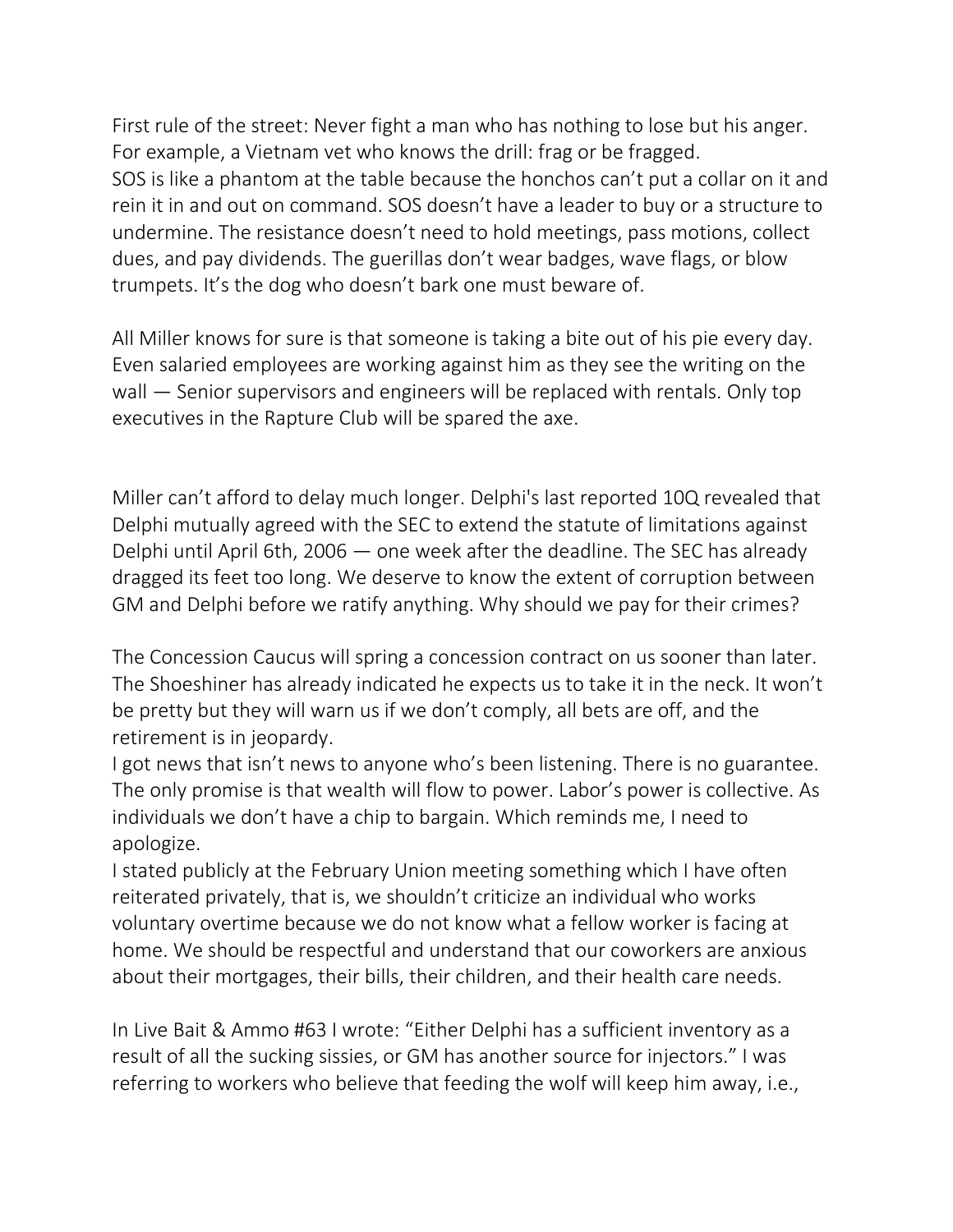First rule of the street: Never fight a man who has nothing to lose but his anger. For example, a Vietnam vet who knows the drill: frag or be fragged.
SOS is like a phantom at the table because the honchos can't put a collar on it and rein it in and out on command. SOS doesn't have a leader to buy or a structure to undermine. The resistance doesn't need to hold meetings, pass motions, collect dues, and pay dividends. The guerillas don't wear badges, wave flags, or blow trumpets. It's the dog who doesn't bark one must beware of.

All Miller knows for sure is that someone is taking a bite out of his pie every day. Even salaried employees are working against him as they see the writing on the wall — Senior supervisors and engineers will be replaced with rentals. Only top executives in the Rapture Club will be spared the axe.

Miller can't afford to delay much longer. Delphi's last reported 10Q revealed that Delphi mutually agreed with the SEC to extend the statute of limitations against Delphi until April 6th, 2006 — one week after the deadline. The SEC has already dragged its feet too long. We deserve to know the extent of corruption between GM and Delphi before we ratify anything. Why should we pay for their crimes?

The Concession Caucus will spring a concession contract on us sooner than later. The Shoeshiner has already indicated he expects us to take it in the neck. It won't be pretty but they will warn us if we don't comply, all bets are off, and the retirement is in jeopardy.
I got news that isn't news to anyone who's been listening. There is no guarantee. The only promise is that wealth will flow to power. Labor's power is collective. As individuals we don't have a chip to bargain. Which reminds me, I need to apologize.
I stated publicly at the February Union meeting something which I have often reiterated privately, that is, we shouldn't criticize an individual who works voluntary overtime because we do not know what a fellow worker is facing at home. We should be respectful and understand that our coworkers are anxious about their mortgages, their bills, their children, and their health care needs.

In Live Bait & Ammo #63 I wrote: "Either Delphi has a sufficient inventory as a result of all the sucking sissies, or GM has another source for injectors." I was referring to workers who believe that feeding the wolf will keep him away, i.e.,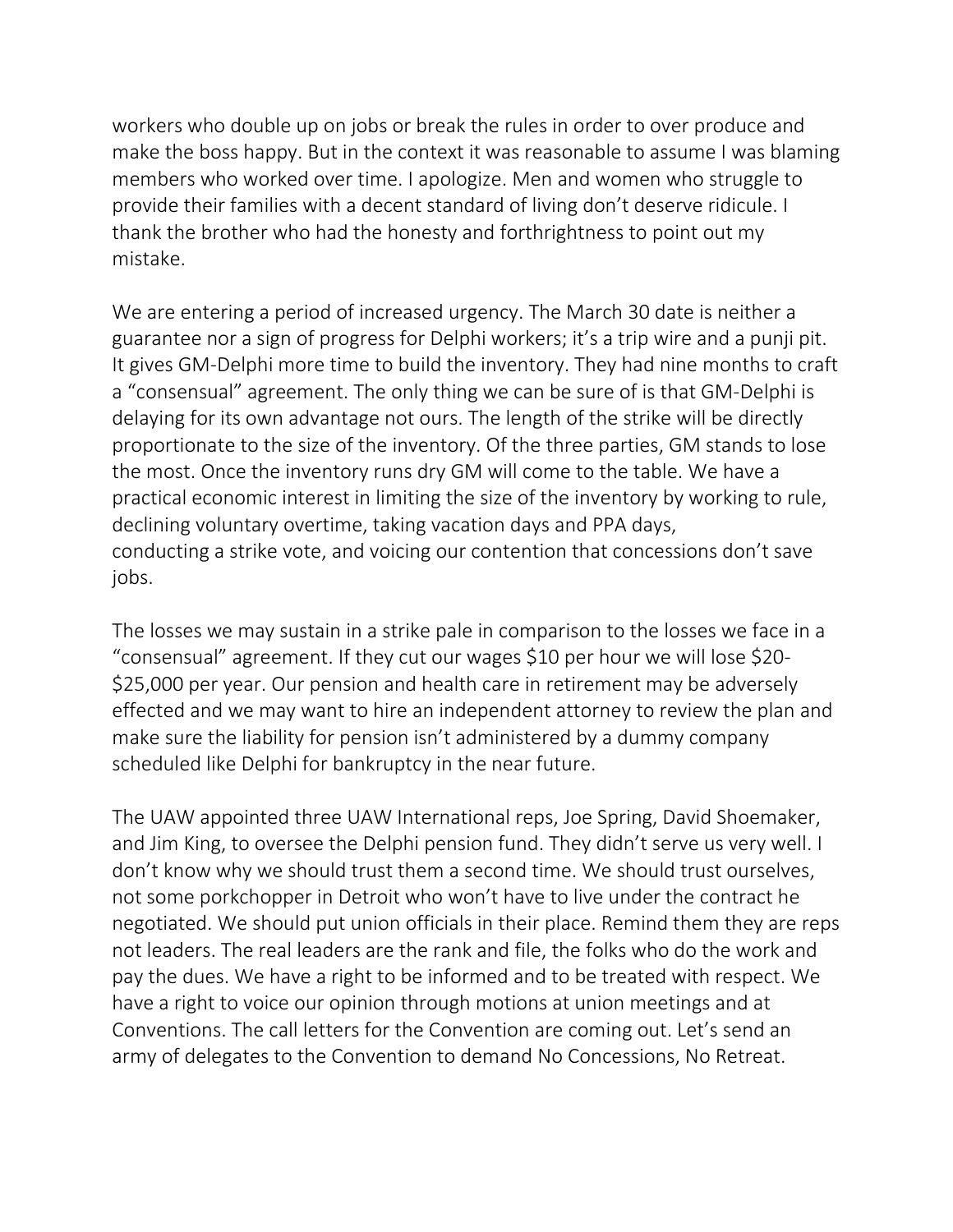workers who double up on jobs or break the rules in order to over produce and make the boss happy. But in the context it was reasonable to assume I was blaming members who worked over time. I apologize. Men and women who struggle to provide their families with a decent standard of living don't deserve ridicule. I thank the brother who had the honesty and forthrightness to point out my mistake.

We are entering a period of increased urgency. The March 30 date is neither a guarantee nor a sign of progress for Delphi workers; it's a trip wire and a punji pit. It gives GM-Delphi more time to build the inventory. They had nine months to craft a "consensual" agreement. The only thing we can be sure of is that GM-Delphi is delaying for its own advantage not ours. The length of the strike will be directly proportionate to the size of the inventory. Of the three parties, GM stands to lose the most. Once the inventory runs dry GM will come to the table. We have a practical economic interest in limiting the size of the inventory by working to rule, declining voluntary overtime, taking vacation days and PPA days, conducting a strike vote, and voicing our contention that concessions don't save jobs.

The losses we may sustain in a strike pale in comparison to the losses we face in a "consensual" agreement. If they cut our wages $10 per hour we will lose $20-$25,000 per year. Our pension and health care in retirement may be adversely effected and we may want to hire an independent attorney to review the plan and make sure the liability for pension isn't administered by a dummy company scheduled like Delphi for bankruptcy in the near future.

The UAW appointed three UAW International reps, Joe Spring, David Shoemaker, and Jim King, to oversee the Delphi pension fund. They didn't serve us very well. I don't know why we should trust them a second time. We should trust ourselves, not some porkchopper in Detroit who won't have to live under the contract he negotiated. We should put union officials in their place. Remind them they are reps not leaders. The real leaders are the rank and file, the folks who do the work and pay the dues. We have a right to be informed and to be treated with respect. We have a right to voice our opinion through motions at union meetings and at Conventions. The call letters for the Convention are coming out. Let's send an army of delegates to the Convention to demand No Concessions, No Retreat.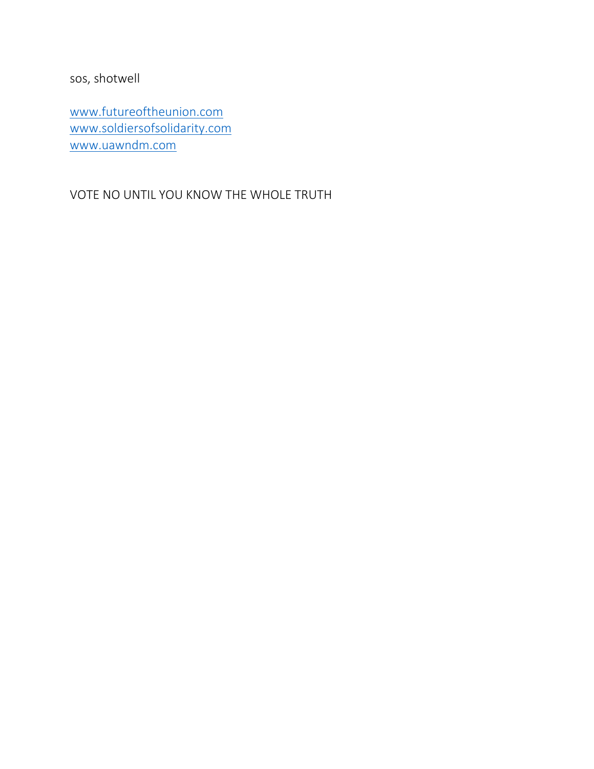sos, shotwell

www.futureoftheunion.com
www.soldiersofsolidarity.com
www.uawndm.com

VOTE NO UNTIL YOU KNOW THE WHOLE TRUTH